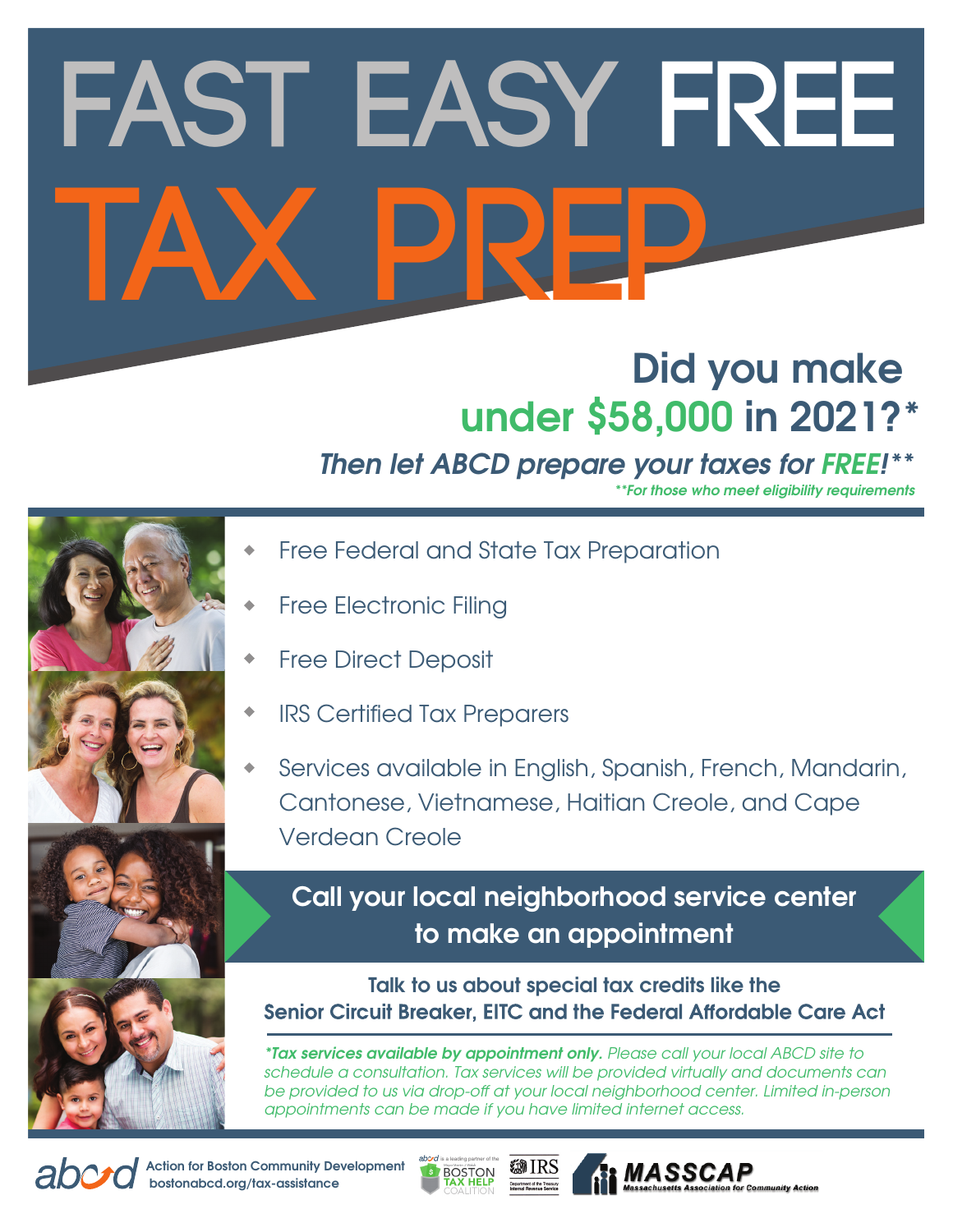# FAST EASY FREE TAX PREP

## Did you make under $58,000 in 2021?*

***Then let ABCD prepare your taxes for FREE!****

*For those who meet eligibility requirements

- Free Federal and State Tax Preparation
- Free Electronic Filing
- Free Direct Deposit
- IRS Certified Tax Preparers
- Services available in English, Spanish, French, Mandarin, Cantonese, Vietnamese, Haitian Creole, and Cape Verdean Creole

## Call your local neighborhood service center to make an appointment

**Talk to us about special tax credits like the Senior Circuit Breaker, EITC and the Federal Affordable Care Act**

***Tax services available by appointment only.** Please call your local ABCD site to schedule a consultation. Tax services will be provided virtually and documents can be provided to us via drop-off at your local neighborhood center. Limited in-person appointments can be made if you have limited internet access.*

abcd Action for Boston Community Development
bostonabcd.org/tax-assistance

abcd is a leading partner of the Boston Tax Help Coalition

IRS Department of the Treasury Internal Revenue Service

MASSCAP Massachusetts Association for Community Action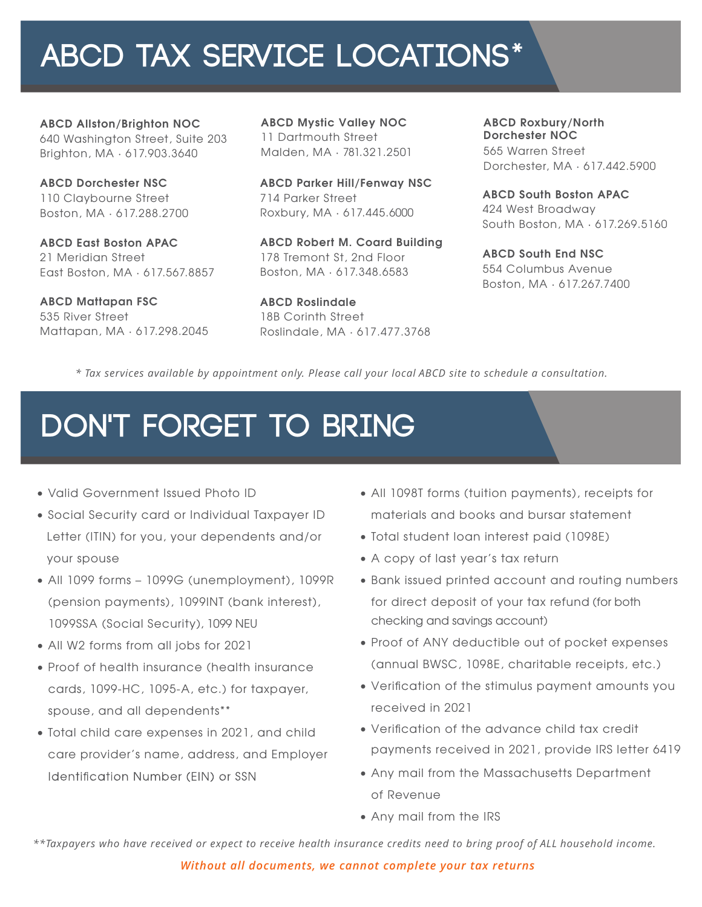# ABCD TAX SERVICE LOCATIONS*

**ABCD Allston/Brighton NOC**
640 Washington Street, Suite 203
Brighton, MA · 617.903.3640

**ABCD Dorchester NSC**
110 Claybourne Street
Boston, MA · 617.288.2700

**ABCD East Boston APAC**
21 Meridian Street
East Boston, MA · 617.567.8857

**ABCD Mattapan FSC**
535 River Street
Mattapan, MA · 617.298.2045

**ABCD Mystic Valley NOC**
11 Dartmouth Street
Malden, MA · 781.321.2501

**ABCD Parker Hill/Fenway NSC**
714 Parker Street
Roxbury, MA · 617.445.6000

**ABCD Robert M. Coard Building**
178 Tremont St, 2nd Floor
Boston, MA · 617.348.6583

**ABCD Roslindale**
18B Corinth Street
Roslindale, MA · 617.477.3768

**ABCD Roxbury/North Dorchester NOC**
565 Warren Street
Dorchester, MA · 617.442.5900

**ABCD South Boston APAC**
424 West Broadway
South Boston, MA · 617.269.5160

**ABCD South End NSC**
554 Columbus Avenue
Boston, MA · 617.267.7400

*\* Tax services available by appointment only. Please call your local ABCD site to schedule a consultation.*

# DON'T FORGET TO BRING

- Valid Government Issued Photo ID
- Social Security card or Individual Taxpayer ID Letter (ITIN) for you, your dependents and/or your spouse
- All 1099 forms – 1099G (unemployment), 1099R (pension payments), 1099INT (bank interest), 1099SSA (Social Security), 1099 NEU
- All W2 forms from all jobs for 2021
- Proof of health insurance (health insurance cards, 1099-HC, 1095-A, etc.) for taxpayer, spouse, and all dependents**
- Total child care expenses in 2021, and child care provider's name, address, and Employer Identification Number (EIN) or SSN
- All 1098T forms (tuition payments), receipts for materials and books and bursar statement
- Total student loan interest paid (1098E)
- A copy of last year's tax return
- Bank issued printed account and routing numbers for direct deposit of your tax refund (for both checking and savings account)
- Proof of ANY deductible out of pocket expenses (annual BWSC, 1098E, charitable receipts, etc.)
- Verification of the stimulus payment amounts you received in 2021
- Verification of the advance child tax credit payments received in 2021, provide IRS letter 6419
- Any mail from the Massachusetts Department of Revenue
- Any mail from the IRS

*\*\*Taxpayers who have received or expect to receive health insurance credits need to bring proof of ALL household income.*

***Without all documents, we cannot complete your tax returns***